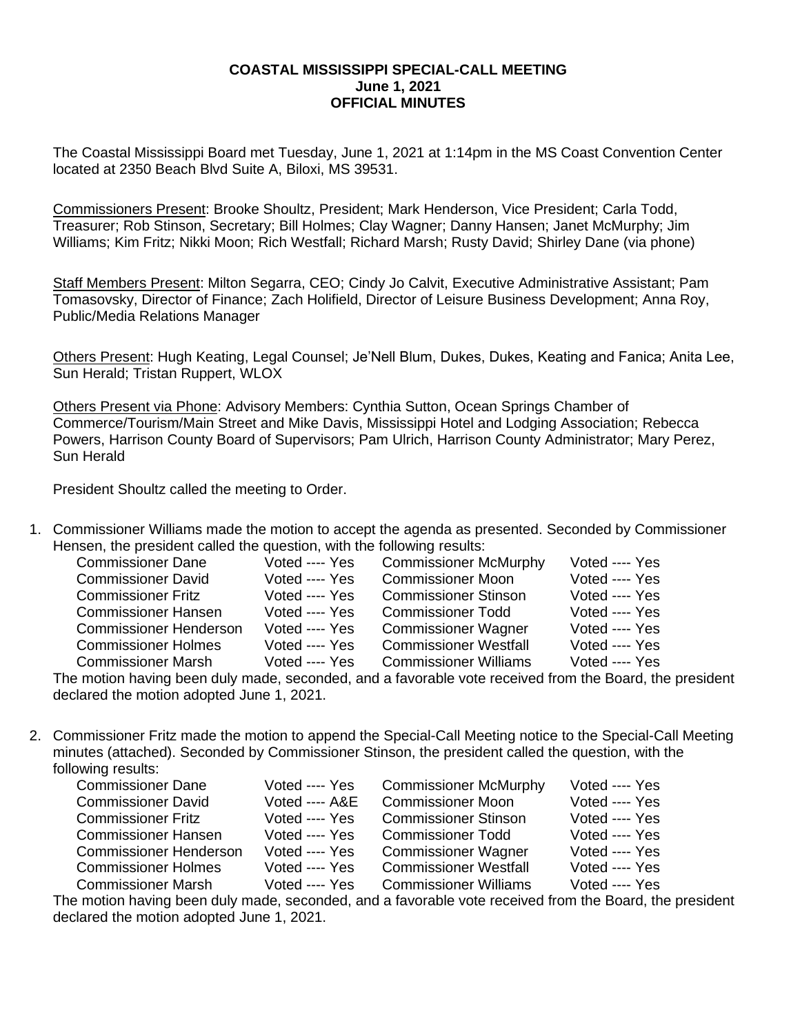**COASTAL MISSISSIPPI SPECIAL-CALL MEETING**
**June 1, 2021**
**OFFICIAL MINUTES**

The Coastal Mississippi Board met Tuesday, June 1, 2021 at 1:14pm in the MS Coast Convention Center located at 2350 Beach Blvd Suite A, Biloxi, MS 39531.

Commissioners Present: Brooke Shoultz, President; Mark Henderson, Vice President; Carla Todd, Treasurer; Rob Stinson, Secretary; Bill Holmes; Clay Wagner; Danny Hansen; Janet McMurphy; Jim Williams; Kim Fritz; Nikki Moon; Rich Westfall; Richard Marsh; Rusty David; Shirley Dane (via phone)

Staff Members Present: Milton Segarra, CEO; Cindy Jo Calvit, Executive Administrative Assistant; Pam Tomasovsky, Director of Finance; Zach Holifield, Director of Leisure Business Development; Anna Roy, Public/Media Relations Manager

Others Present: Hugh Keating, Legal Counsel; Je'Nell Blum, Dukes, Dukes, Keating and Fanica; Anita Lee, Sun Herald; Tristan Ruppert, WLOX

Others Present via Phone: Advisory Members: Cynthia Sutton, Ocean Springs Chamber of Commerce/Tourism/Main Street and Mike Davis, Mississippi Hotel and Lodging Association; Rebecca Powers, Harrison County Board of Supervisors; Pam Ulrich, Harrison County Administrator; Mary Perez, Sun Herald

President Shoultz called the meeting to Order.

1. Commissioner Williams made the motion to accept the agenda as presented. Seconded by Commissioner Hensen, the president called the question, with the following results:

| | | | |
|---|---|---|---|
| Commissioner Dane | Voted ---- Yes | Commissioner McMurphy | Voted ---- Yes |
| Commissioner David | Voted ---- Yes | Commissioner Moon | Voted ---- Yes |
| Commissioner Fritz | Voted ---- Yes | Commissioner Stinson | Voted ---- Yes |
| Commissioner Hansen | Voted ---- Yes | Commissioner Todd | Voted ---- Yes |
| Commissioner Henderson | Voted ---- Yes | Commissioner Wagner | Voted ---- Yes |
| Commissioner Holmes | Voted ---- Yes | Commissioner Westfall | Voted ---- Yes |
| Commissioner Marsh | Voted ---- Yes | Commissioner Williams | Voted ---- Yes |

The motion having been duly made, seconded, and a favorable vote received from the Board, the president declared the motion adopted June 1, 2021.

2. Commissioner Fritz made the motion to append the Special-Call Meeting notice to the Special-Call Meeting minutes (attached). Seconded by Commissioner Stinson, the president called the question, with the following results:

| | | | |
|---|---|---|---|
| Commissioner Dane | Voted ---- Yes | Commissioner McMurphy | Voted ---- Yes |
| Commissioner David | Voted ---- A&E | Commissioner Moon | Voted ---- Yes |
| Commissioner Fritz | Voted ---- Yes | Commissioner Stinson | Voted ---- Yes |
| Commissioner Hansen | Voted ---- Yes | Commissioner Todd | Voted ---- Yes |
| Commissioner Henderson | Voted ---- Yes | Commissioner Wagner | Voted ---- Yes |
| Commissioner Holmes | Voted ---- Yes | Commissioner Westfall | Voted ---- Yes |
| Commissioner Marsh | Voted ---- Yes | Commissioner Williams | Voted ---- Yes |

The motion having been duly made, seconded, and a favorable vote received from the Board, the president declared the motion adopted June 1, 2021.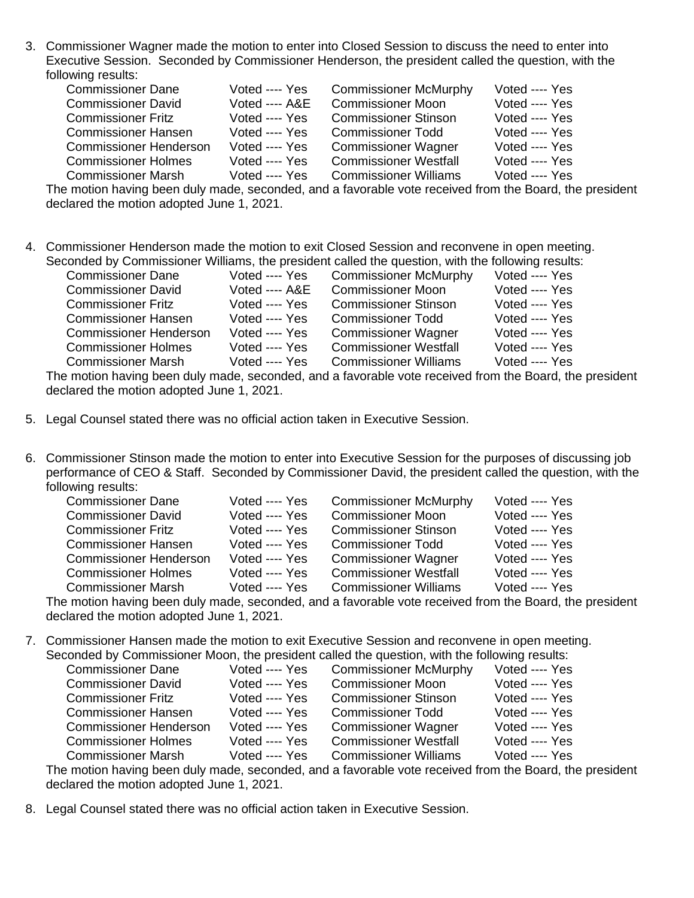3. Commissioner Wagner made the motion to enter into Closed Session to discuss the need to enter into Executive Session. Seconded by Commissioner Henderson, the president called the question, with the following results:

| | | | |
|---|---|---|---|
| Commissioner Dane | Voted ---- Yes | Commissioner McMurphy | Voted ---- Yes |
| Commissioner David | Voted ---- A&E | Commissioner Moon | Voted ---- Yes |
| Commissioner Fritz | Voted ---- Yes | Commissioner Stinson | Voted ---- Yes |
| Commissioner Hansen | Voted ---- Yes | Commissioner Todd | Voted ---- Yes |
| Commissioner Henderson | Voted ---- Yes | Commissioner Wagner | Voted ---- Yes |
| Commissioner Holmes | Voted ---- Yes | Commissioner Westfall | Voted ---- Yes |
| Commissioner Marsh | Voted ---- Yes | Commissioner Williams | Voted ---- Yes |

The motion having been duly made, seconded, and a favorable vote received from the Board, the president declared the motion adopted June 1, 2021.

4. Commissioner Henderson made the motion to exit Closed Session and reconvene in open meeting. Seconded by Commissioner Williams, the president called the question, with the following results:

| | | | |
|---|---|---|---|
| Commissioner Dane | Voted ---- Yes | Commissioner McMurphy | Voted ---- Yes |
| Commissioner David | Voted ---- A&E | Commissioner Moon | Voted ---- Yes |
| Commissioner Fritz | Voted ---- Yes | Commissioner Stinson | Voted ---- Yes |
| Commissioner Hansen | Voted ---- Yes | Commissioner Todd | Voted ---- Yes |
| Commissioner Henderson | Voted ---- Yes | Commissioner Wagner | Voted ---- Yes |
| Commissioner Holmes | Voted ---- Yes | Commissioner Westfall | Voted ---- Yes |
| Commissioner Marsh | Voted ---- Yes | Commissioner Williams | Voted ---- Yes |

The motion having been duly made, seconded, and a favorable vote received from the Board, the president declared the motion adopted June 1, 2021.

5. Legal Counsel stated there was no official action taken in Executive Session.

6. Commissioner Stinson made the motion to enter into Executive Session for the purposes of discussing job performance of CEO & Staff. Seconded by Commissioner David, the president called the question, with the following results:

| | | | |
|---|---|---|---|
| Commissioner Dane | Voted ---- Yes | Commissioner McMurphy | Voted ---- Yes |
| Commissioner David | Voted ---- Yes | Commissioner Moon | Voted ---- Yes |
| Commissioner Fritz | Voted ---- Yes | Commissioner Stinson | Voted ---- Yes |
| Commissioner Hansen | Voted ---- Yes | Commissioner Todd | Voted ---- Yes |
| Commissioner Henderson | Voted ---- Yes | Commissioner Wagner | Voted ---- Yes |
| Commissioner Holmes | Voted ---- Yes | Commissioner Westfall | Voted ---- Yes |
| Commissioner Marsh | Voted ---- Yes | Commissioner Williams | Voted ---- Yes |

The motion having been duly made, seconded, and a favorable vote received from the Board, the president declared the motion adopted June 1, 2021.

7. Commissioner Hansen made the motion to exit Executive Session and reconvene in open meeting. Seconded by Commissioner Moon, the president called the question, with the following results:

| | | | |
|---|---|---|---|
| Commissioner Dane | Voted ---- Yes | Commissioner McMurphy | Voted ---- Yes |
| Commissioner David | Voted ---- Yes | Commissioner Moon | Voted ---- Yes |
| Commissioner Fritz | Voted ---- Yes | Commissioner Stinson | Voted ---- Yes |
| Commissioner Hansen | Voted ---- Yes | Commissioner Todd | Voted ---- Yes |
| Commissioner Henderson | Voted ---- Yes | Commissioner Wagner | Voted ---- Yes |
| Commissioner Holmes | Voted ---- Yes | Commissioner Westfall | Voted ---- Yes |
| Commissioner Marsh | Voted ---- Yes | Commissioner Williams | Voted ---- Yes |

The motion having been duly made, seconded, and a favorable vote received from the Board, the president declared the motion adopted June 1, 2021.

8. Legal Counsel stated there was no official action taken in Executive Session.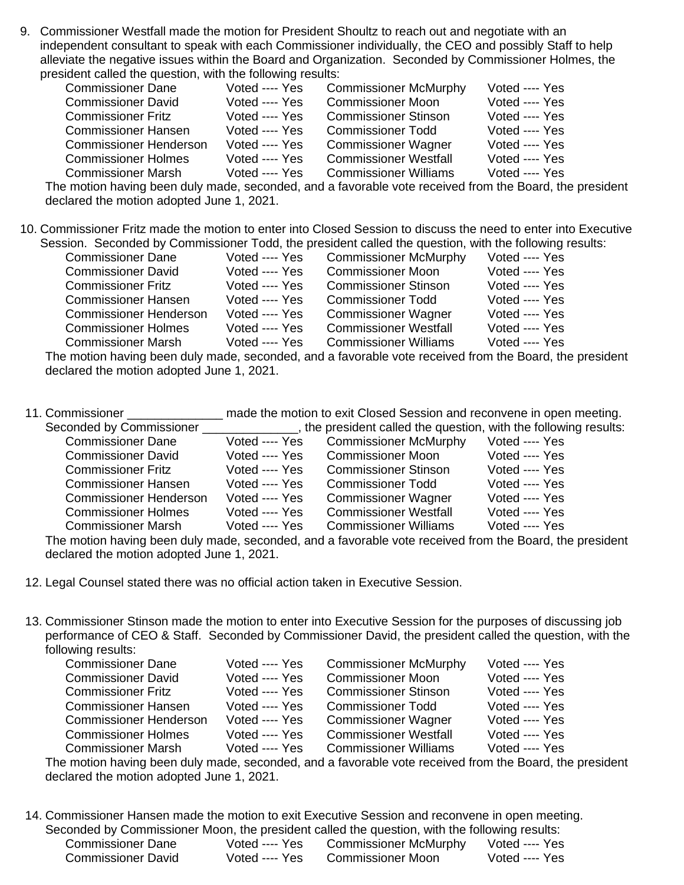9. Commissioner Westfall made the motion for President Shoultz to reach out and negotiate with an independent consultant to speak with each Commissioner individually, the CEO and possibly Staff to help alleviate the negative issues within the Board and Organization. Seconded by Commissioner Holmes, the president called the question, with the following results:

| | | | |
|---|---|---|---|
| Commissioner Dane | Voted ---- Yes | Commissioner McMurphy | Voted ---- Yes |
| Commissioner David | Voted ---- Yes | Commissioner Moon | Voted ---- Yes |
| Commissioner Fritz | Voted ---- Yes | Commissioner Stinson | Voted ---- Yes |
| Commissioner Hansen | Voted ---- Yes | Commissioner Todd | Voted ---- Yes |
| Commissioner Henderson | Voted ---- Yes | Commissioner Wagner | Voted ---- Yes |
| Commissioner Holmes | Voted ---- Yes | Commissioner Westfall | Voted ---- Yes |
| Commissioner Marsh | Voted ---- Yes | Commissioner Williams | Voted ---- Yes |

The motion having been duly made, seconded, and a favorable vote received from the Board, the president declared the motion adopted June 1, 2021.

10. Commissioner Fritz made the motion to enter into Closed Session to discuss the need to enter into Executive Session. Seconded by Commissioner Todd, the president called the question, with the following results:

| | | | |
|---|---|---|---|
| Commissioner Dane | Voted ---- Yes | Commissioner McMurphy | Voted ---- Yes |
| Commissioner David | Voted ---- Yes | Commissioner Moon | Voted ---- Yes |
| Commissioner Fritz | Voted ---- Yes | Commissioner Stinson | Voted ---- Yes |
| Commissioner Hansen | Voted ---- Yes | Commissioner Todd | Voted ---- Yes |
| Commissioner Henderson | Voted ---- Yes | Commissioner Wagner | Voted ---- Yes |
| Commissioner Holmes | Voted ---- Yes | Commissioner Westfall | Voted ---- Yes |
| Commissioner Marsh | Voted ---- Yes | Commissioner Williams | Voted ---- Yes |

The motion having been duly made, seconded, and a favorable vote received from the Board, the president declared the motion adopted June 1, 2021.

11. Commissioner ______________ made the motion to exit Closed Session and reconvene in open meeting. Seconded by Commissioner ______________, the president called the question, with the following results:

| | | | |
|---|---|---|---|
| Commissioner Dane | Voted ---- Yes | Commissioner McMurphy | Voted ---- Yes |
| Commissioner David | Voted ---- Yes | Commissioner Moon | Voted ---- Yes |
| Commissioner Fritz | Voted ---- Yes | Commissioner Stinson | Voted ---- Yes |
| Commissioner Hansen | Voted ---- Yes | Commissioner Todd | Voted ---- Yes |
| Commissioner Henderson | Voted ---- Yes | Commissioner Wagner | Voted ---- Yes |
| Commissioner Holmes | Voted ---- Yes | Commissioner Westfall | Voted ---- Yes |
| Commissioner Marsh | Voted ---- Yes | Commissioner Williams | Voted ---- Yes |

The motion having been duly made, seconded, and a favorable vote received from the Board, the president declared the motion adopted June 1, 2021.

12. Legal Counsel stated there was no official action taken in Executive Session.

13. Commissioner Stinson made the motion to enter into Executive Session for the purposes of discussing job performance of CEO & Staff. Seconded by Commissioner David, the president called the question, with the following results:

| | | | |
|---|---|---|---|
| Commissioner Dane | Voted ---- Yes | Commissioner McMurphy | Voted ---- Yes |
| Commissioner David | Voted ---- Yes | Commissioner Moon | Voted ---- Yes |
| Commissioner Fritz | Voted ---- Yes | Commissioner Stinson | Voted ---- Yes |
| Commissioner Hansen | Voted ---- Yes | Commissioner Todd | Voted ---- Yes |
| Commissioner Henderson | Voted ---- Yes | Commissioner Wagner | Voted ---- Yes |
| Commissioner Holmes | Voted ---- Yes | Commissioner Westfall | Voted ---- Yes |
| Commissioner Marsh | Voted ---- Yes | Commissioner Williams | Voted ---- Yes |

The motion having been duly made, seconded, and a favorable vote received from the Board, the president declared the motion adopted June 1, 2021.

14. Commissioner Hansen made the motion to exit Executive Session and reconvene in open meeting. Seconded by Commissioner Moon, the president called the question, with the following results:

| | | | |
|---|---|---|---|
| Commissioner Dane | Voted ---- Yes | Commissioner McMurphy | Voted ---- Yes |
| Commissioner David | Voted ---- Yes | Commissioner Moon | Voted ---- Yes |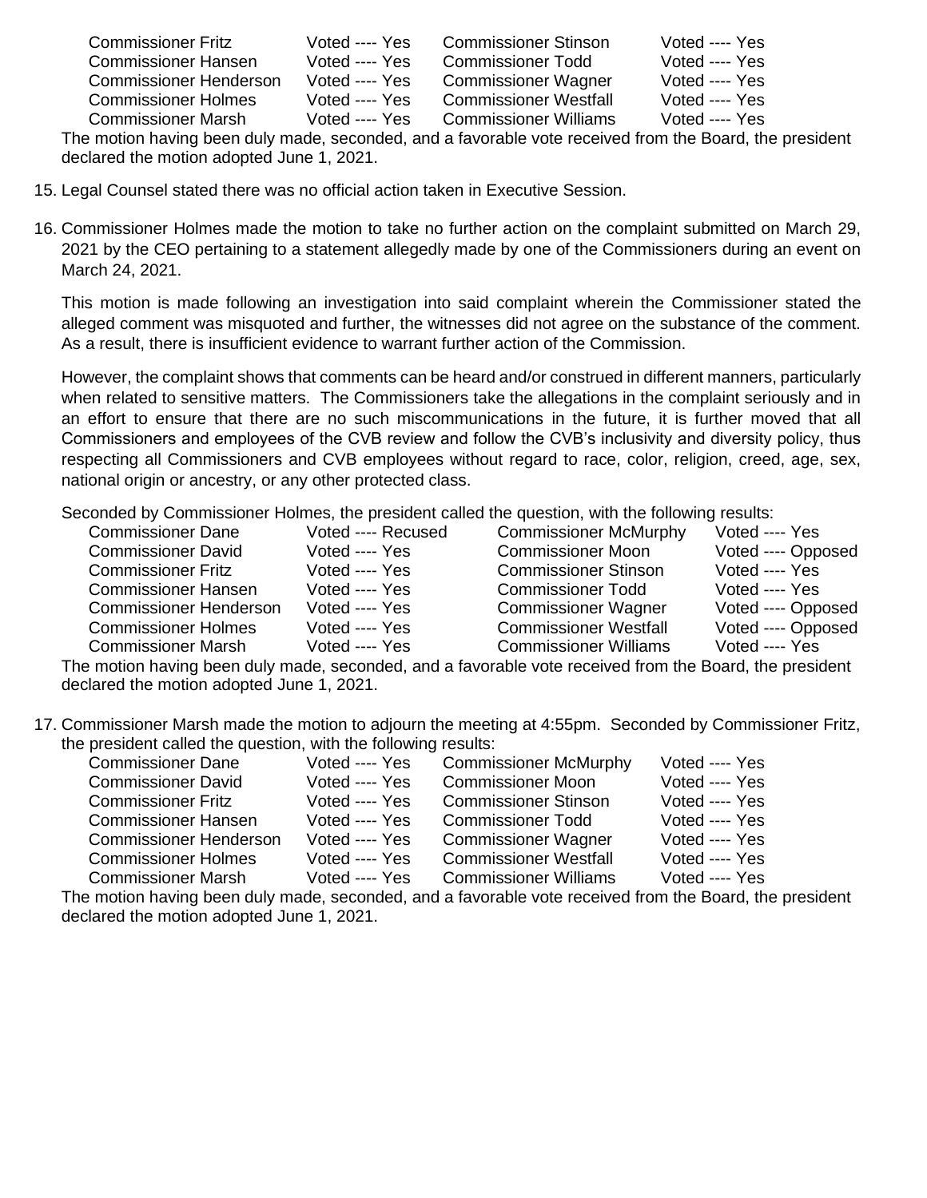| | | | |
|---|---|---|---|
| Commissioner Fritz | Voted ---- Yes | Commissioner Stinson | Voted ---- Yes |
| Commissioner Hansen | Voted ---- Yes | Commissioner Todd | Voted ---- Yes |
| Commissioner Henderson | Voted ---- Yes | Commissioner Wagner | Voted ---- Yes |
| Commissioner Holmes | Voted ---- Yes | Commissioner Westfall | Voted ---- Yes |
| Commissioner Marsh | Voted ---- Yes | Commissioner Williams | Voted ---- Yes |

The motion having been duly made, seconded, and a favorable vote received from the Board, the president declared the motion adopted June 1, 2021.

15. Legal Counsel stated there was no official action taken in Executive Session.

16. Commissioner Holmes made the motion to take no further action on the complaint submitted on March 29, 2021 by the CEO pertaining to a statement allegedly made by one of the Commissioners during an event on March 24, 2021.

    This motion is made following an investigation into said complaint wherein the Commissioner stated the alleged comment was misquoted and further, the witnesses did not agree on the substance of the comment. As a result, there is insufficient evidence to warrant further action of the Commission.

    However, the complaint shows that comments can be heard and/or construed in different manners, particularly when related to sensitive matters. The Commissioners take the allegations in the complaint seriously and in an effort to ensure that there are no such miscommunications in the future, it is further moved that all Commissioners and employees of the CVB review and follow the CVB's inclusivity and diversity policy, thus respecting all Commissioners and CVB employees without regard to race, color, religion, creed, age, sex, national origin or ancestry, or any other protected class.

    Seconded by Commissioner Holmes, the president called the question, with the following results:

| | | | |
|---|---|---|---|
| Commissioner Dane | Voted ---- Recused | Commissioner McMurphy | Voted ---- Yes |
| Commissioner David | Voted ---- Yes | Commissioner Moon | Voted ---- Opposed |
| Commissioner Fritz | Voted ---- Yes | Commissioner Stinson | Voted ---- Yes |
| Commissioner Hansen | Voted ---- Yes | Commissioner Todd | Voted ---- Yes |
| Commissioner Henderson | Voted ---- Yes | Commissioner Wagner | Voted ---- Opposed |
| Commissioner Holmes | Voted ---- Yes | Commissioner Westfall | Voted ---- Opposed |
| Commissioner Marsh | Voted ---- Yes | Commissioner Williams | Voted ---- Yes |

    The motion having been duly made, seconded, and a favorable vote received from the Board, the president declared the motion adopted June 1, 2021.

17. Commissioner Marsh made the motion to adjourn the meeting at 4:55pm. Seconded by Commissioner Fritz, the president called the question, with the following results:

| | | | |
|---|---|---|---|
| Commissioner Dane | Voted ---- Yes | Commissioner McMurphy | Voted ---- Yes |
| Commissioner David | Voted ---- Yes | Commissioner Moon | Voted ---- Yes |
| Commissioner Fritz | Voted ---- Yes | Commissioner Stinson | Voted ---- Yes |
| Commissioner Hansen | Voted ---- Yes | Commissioner Todd | Voted ---- Yes |
| Commissioner Henderson | Voted ---- Yes | Commissioner Wagner | Voted ---- Yes |
| Commissioner Holmes | Voted ---- Yes | Commissioner Westfall | Voted ---- Yes |
| Commissioner Marsh | Voted ---- Yes | Commissioner Williams | Voted ---- Yes |

    The motion having been duly made, seconded, and a favorable vote received from the Board, the president declared the motion adopted June 1, 2021.